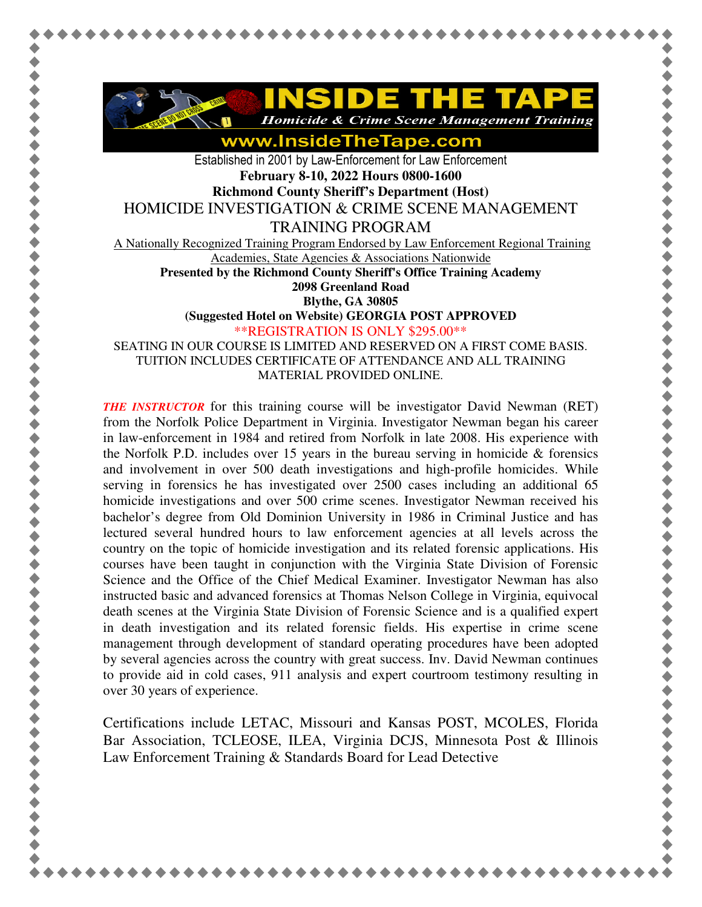# INSIDE THE TAPE

*Homicide & Crime Scene Management Training*

www.InsideTheTape.com

Established in 2001 by Law-Enforcement for Law Enforcement

**February 8-10, 2022 Hours 0800-1600**

**Richmond County Sheriff's Department (Host)**

## HOMICIDE INVESTIGATION & CRIME SCENE MANAGEMENT TRAINING PROGRAM

A Nationally Recognized Training Program Endorsed by Law Enforcement Regional Training Academies, State Agencies & Associations Nationwide

**Presented by the Richmond County Sheriff's Office Training Academy**
**2098 Greenland Road**
**Blythe, GA 30805**
**(Suggested Hotel on Website) GEORGIA POST APPROVED**

**REGISTRATION IS ONLY $295.00**

SEATING IN OUR COURSE IS LIMITED AND RESERVED ON A FIRST COME BASIS. TUITION INCLUDES CERTIFICATE OF ATTENDANCE AND ALL TRAINING MATERIAL PROVIDED ONLINE.

***THE INSTRUCTOR*** for this training course will be investigator David Newman (RET) from the Norfolk Police Department in Virginia. Investigator Newman began his career in law-enforcement in 1984 and retired from Norfolk in late 2008. His experience with the Norfolk P.D. includes over 15 years in the bureau serving in homicide & forensics and involvement in over 500 death investigations and high-profile homicides. While serving in forensics he has investigated over 2500 cases including an additional 65 homicide investigations and over 500 crime scenes. Investigator Newman received his bachelor's degree from Old Dominion University in 1986 in Criminal Justice and has lectured several hundred hours to law enforcement agencies at all levels across the country on the topic of homicide investigation and its related forensic applications. His courses have been taught in conjunction with the Virginia State Division of Forensic Science and the Office of the Chief Medical Examiner. Investigator Newman has also instructed basic and advanced forensics at Thomas Nelson College in Virginia, equivocal death scenes at the Virginia State Division of Forensic Science and is a qualified expert in death investigation and its related forensic fields. His expertise in crime scene management through development of standard operating procedures have been adopted by several agencies across the country with great success. Inv. David Newman continues to provide aid in cold cases, 911 analysis and expert courtroom testimony resulting in over 30 years of experience.

Certifications include LETAC, Missouri and Kansas POST, MCOLES, Florida Bar Association, TCLEOSE, ILEA, Virginia DCJS, Minnesota Post & Illinois Law Enforcement Training & Standards Board for Lead Detective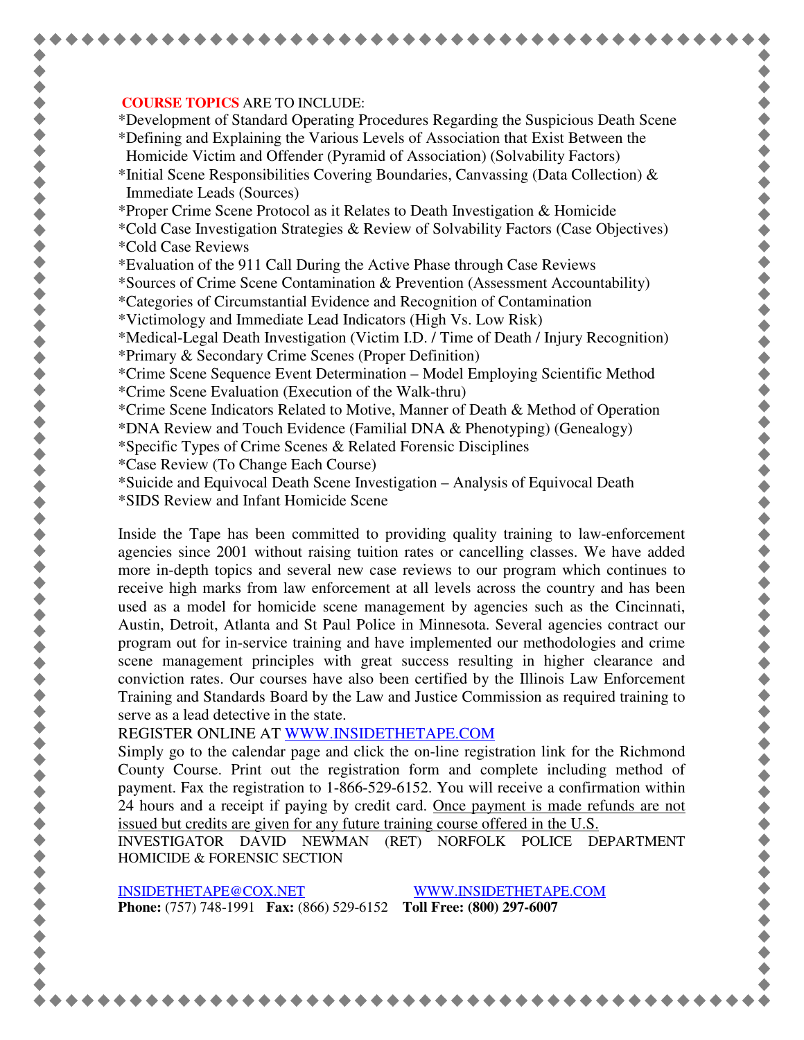**COURSE TOPICS** ARE TO INCLUDE:

*Development of Standard Operating Procedures Regarding the Suspicious Death Scene
*Defining and Explaining the Various Levels of Association that Exist Between the Homicide Victim and Offender (Pyramid of Association) (Solvability Factors)
*Initial Scene Responsibilities Covering Boundaries, Canvassing (Data Collection) & Immediate Leads (Sources)
*Proper Crime Scene Protocol as it Relates to Death Investigation & Homicide
*Cold Case Investigation Strategies & Review of Solvability Factors (Case Objectives)
*Cold Case Reviews
*Evaluation of the 911 Call During the Active Phase through Case Reviews
*Sources of Crime Scene Contamination & Prevention (Assessment Accountability)
*Categories of Circumstantial Evidence and Recognition of Contamination
*Victimology and Immediate Lead Indicators (High Vs. Low Risk)
*Medical-Legal Death Investigation (Victim I.D. / Time of Death / Injury Recognition)
*Primary & Secondary Crime Scenes (Proper Definition)
*Crime Scene Sequence Event Determination – Model Employing Scientific Method
*Crime Scene Evaluation (Execution of the Walk-thru)
*Crime Scene Indicators Related to Motive, Manner of Death & Method of Operation
*DNA Review and Touch Evidence (Familial DNA & Phenotyping) (Genealogy)
*Specific Types of Crime Scenes & Related Forensic Disciplines
*Case Review (To Change Each Course)
*Suicide and Equivocal Death Scene Investigation – Analysis of Equivocal Death
*SIDS Review and Infant Homicide Scene

Inside the Tape has been committed to providing quality training to law-enforcement agencies since 2001 without raising tuition rates or cancelling classes. We have added more in-depth topics and several new case reviews to our program which continues to receive high marks from law enforcement at all levels across the country and has been used as a model for homicide scene management by agencies such as the Cincinnati, Austin, Detroit, Atlanta and St Paul Police in Minnesota. Several agencies contract our program out for in-service training and have implemented our methodologies and crime scene management principles with great success resulting in higher clearance and conviction rates. Our courses have also been certified by the Illinois Law Enforcement Training and Standards Board by the Law and Justice Commission as required training to serve as a lead detective in the state.

REGISTER ONLINE AT WWW.INSIDETHETAPE.COM

Simply go to the calendar page and click the on-line registration link for the Richmond County Course. Print out the registration form and complete including method of payment. Fax the registration to 1-866-529-6152. You will receive a confirmation within 24 hours and a receipt if paying by credit card. Once payment is made refunds are not issued but credits are given for any future training course offered in the U.S.

INVESTIGATOR DAVID NEWMAN (RET) NORFOLK POLICE DEPARTMENT HOMICIDE & FORENSIC SECTION

INSIDETHETAPE@COX.NET WWW.INSIDETHETAPE.COM

**Phone:** (757) 748-1991 **Fax:** (866) 529-6152 **Toll Free: (800) 297-6007**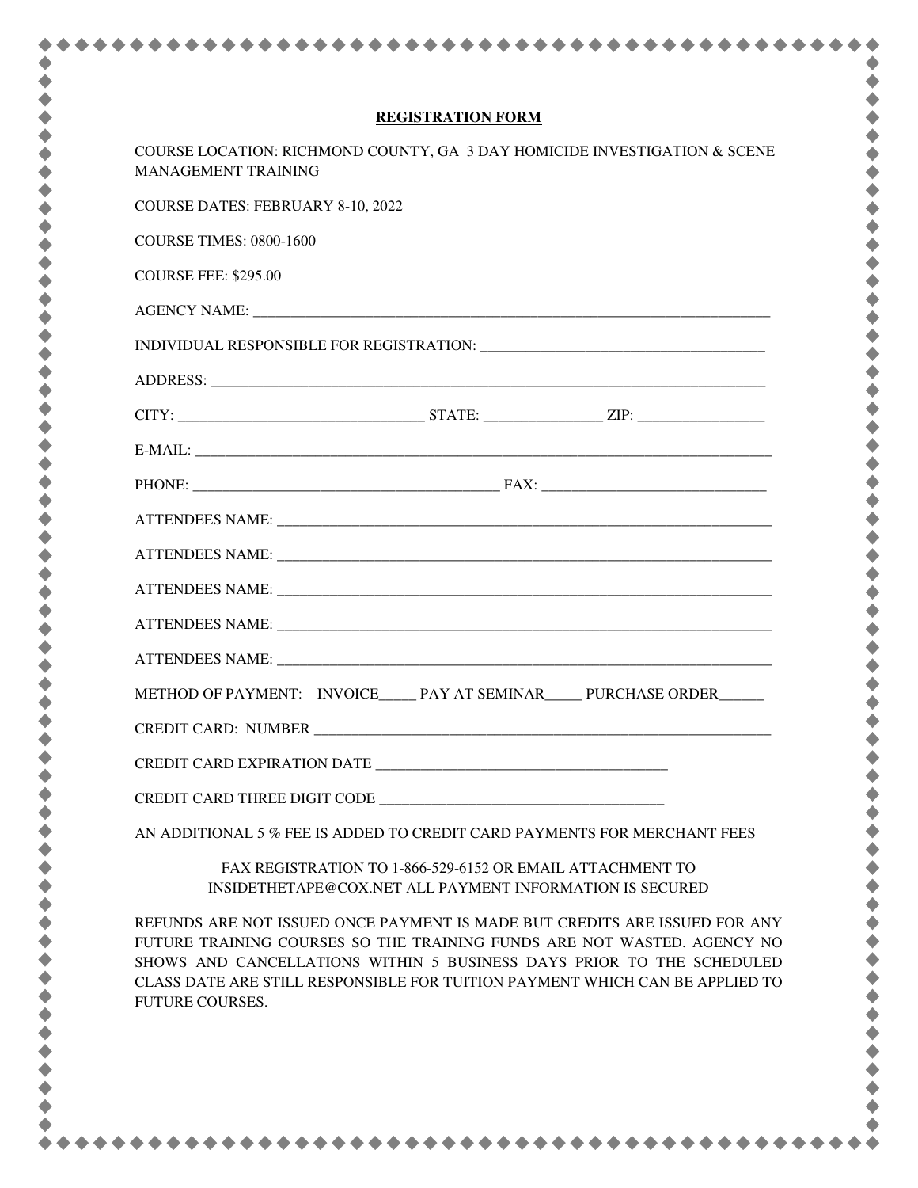## REGISTRATION FORM

COURSE LOCATION: RICHMOND COUNTY, GA 3 DAY HOMICIDE INVESTIGATION & SCENE MANAGEMENT TRAINING

COURSE DATES: FEBRUARY 8-10, 2022

COURSE TIMES: 0800-1600

COURSE FEE: $295.00

AGENCY NAME: ______________________________________________________________________

INDIVIDUAL RESPONSIBLE FOR REGISTRATION: ____________________________________

ADDRESS: __________________________________________________________________________

CITY: _______________________________ STATE: _______________ ZIP: ________________

E-MAIL: ___________________________________________________________________________

PHONE: ______________________________________ FAX: _____________________________

ATTENDEES NAME: ___________________________________________________________________

ATTENDEES NAME: ___________________________________________________________________

ATTENDEES NAME: ___________________________________________________________________

ATTENDEES NAME: ___________________________________________________________________

ATTENDEES NAME: ___________________________________________________________________

METHOD OF PAYMENT: INVOICE_____ PAY AT SEMINAR_____ PURCHASE ORDER______

CREDIT CARD: NUMBER ____________________________________________________________

CREDIT CARD EXPIRATION DATE ______________________________________

CREDIT CARD THREE DIGIT CODE _____________________________________

AN ADDITIONAL 5 % FEE IS ADDED TO CREDIT CARD PAYMENTS FOR MERCHANT FEES

FAX REGISTRATION TO 1-866-529-6152 OR EMAIL ATTACHMENT TO INSIDETHETAPE@COX.NET ALL PAYMENT INFORMATION IS SECURED

REFUNDS ARE NOT ISSUED ONCE PAYMENT IS MADE BUT CREDITS ARE ISSUED FOR ANY FUTURE TRAINING COURSES SO THE TRAINING FUNDS ARE NOT WASTED. AGENCY NO SHOWS AND CANCELLATIONS WITHIN 5 BUSINESS DAYS PRIOR TO THE SCHEDULED CLASS DATE ARE STILL RESPONSIBLE FOR TUITION PAYMENT WHICH CAN BE APPLIED TO FUTURE COURSES.